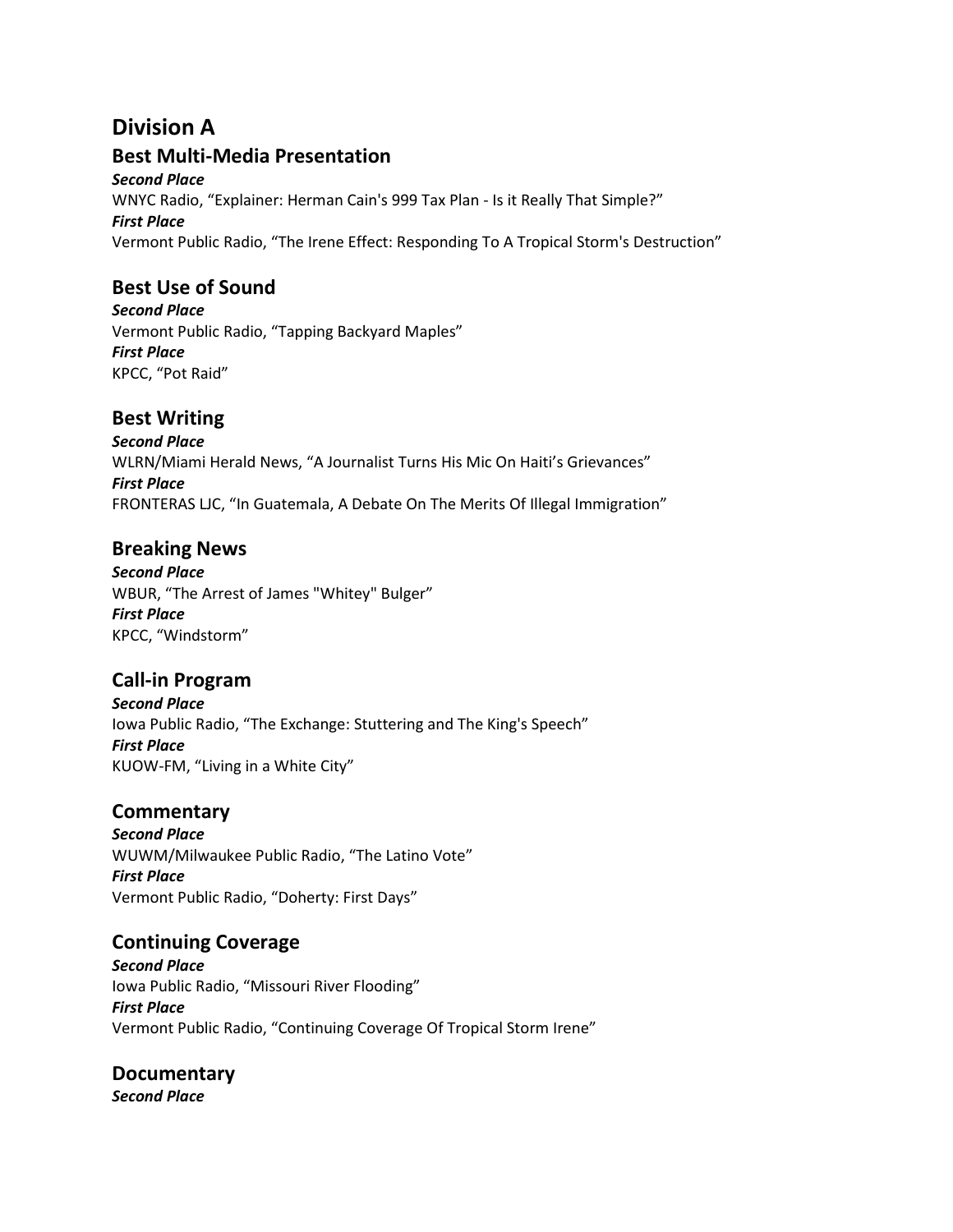# Division A

## Best Multi-Media Presentation

***Second Place***

WNYC Radio, “Explainer: Herman Cain's 999 Tax Plan - Is it Really That Simple?”

***First Place***

Vermont Public Radio, “The Irene Effect: Responding To A Tropical Storm's Destruction”

## Best Use of Sound

***Second Place***

Vermont Public Radio, “Tapping Backyard Maples”

***First Place***

KPCC, “Pot Raid”

## Best Writing

***Second Place***

WLRN/Miami Herald News, “A Journalist Turns His Mic On Haiti’s Grievances”

***First Place***

FRONTERAS LJC, “In Guatemala, A Debate On The Merits Of Illegal Immigration”

## Breaking News

***Second Place***

WBUR, “The Arrest of James "Whitey" Bulger”

***First Place***

KPCC, “Windstorm”

## Call-in Program

***Second Place***

Iowa Public Radio, “The Exchange: Stuttering and The King's Speech”

***First Place***

KUOW-FM, “Living in a White City”

## Commentary

***Second Place***

WUWM/Milwaukee Public Radio, “The Latino Vote”

***First Place***

Vermont Public Radio, “Doherty: First Days”

## Continuing Coverage

***Second Place***

Iowa Public Radio, “Missouri River Flooding”

***First Place***

Vermont Public Radio, “Continuing Coverage Of Tropical Storm Irene”

## Documentary

***Second Place***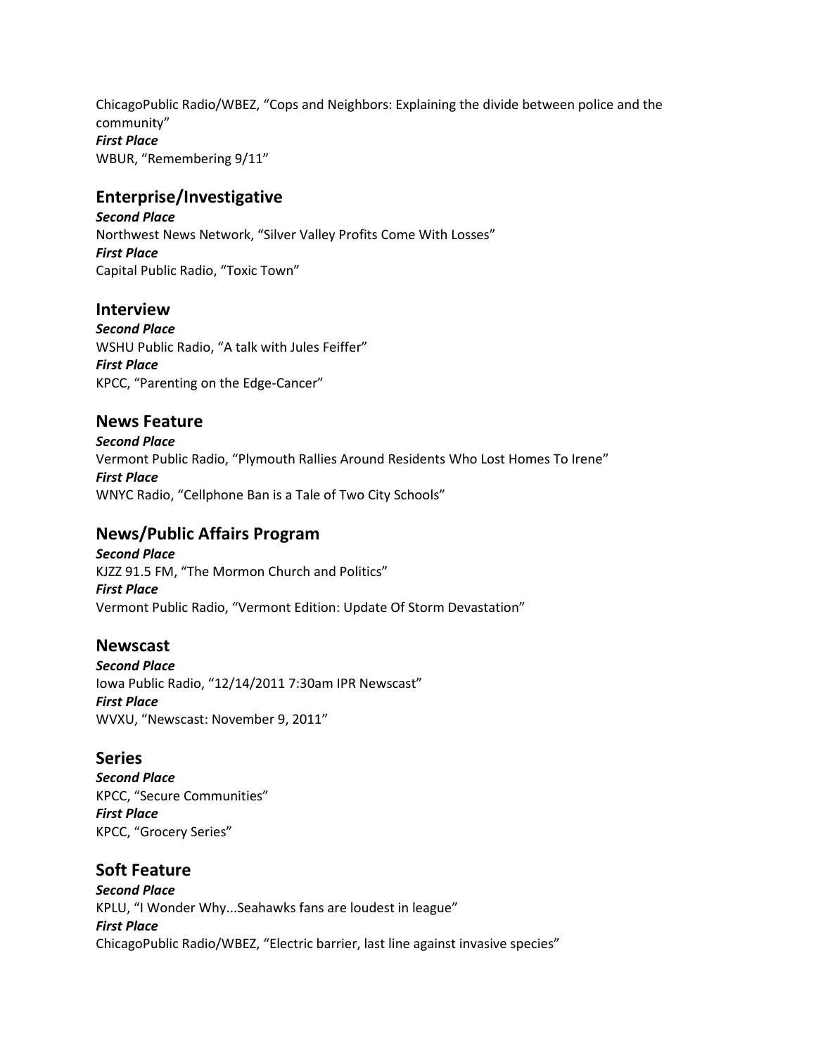ChicagoPublic Radio/WBEZ, “Cops and Neighbors: Explaining the divide between police and the community”
***First Place***
WBUR, “Remembering 9/11”

## Enterprise/Investigative

***Second Place***
Northwest News Network, “Silver Valley Profits Come With Losses”
***First Place***
Capital Public Radio, “Toxic Town”

## Interview

***Second Place***
WSHU Public Radio, “A talk with Jules Feiffer”
***First Place***
KPCC, “Parenting on the Edge-Cancer”

## News Feature

***Second Place***
Vermont Public Radio, “Plymouth Rallies Around Residents Who Lost Homes To Irene”
***First Place***
WNYC Radio, “Cellphone Ban is a Tale of Two City Schools”

## News/Public Affairs Program

***Second Place***
KJZZ 91.5 FM, “The Mormon Church and Politics”
***First Place***
Vermont Public Radio, “Vermont Edition: Update Of Storm Devastation”

## Newscast

***Second Place***
Iowa Public Radio, “12/14/2011 7:30am IPR Newscast”
***First Place***
WVXU, “Newscast: November 9, 2011”

## Series

***Second Place***
KPCC, “Secure Communities”
***First Place***
KPCC, “Grocery Series”

## Soft Feature

***Second Place***
KPLU, “I Wonder Why...Seahawks fans are loudest in league”
***First Place***
ChicagoPublic Radio/WBEZ, “Electric barrier, last line against invasive species”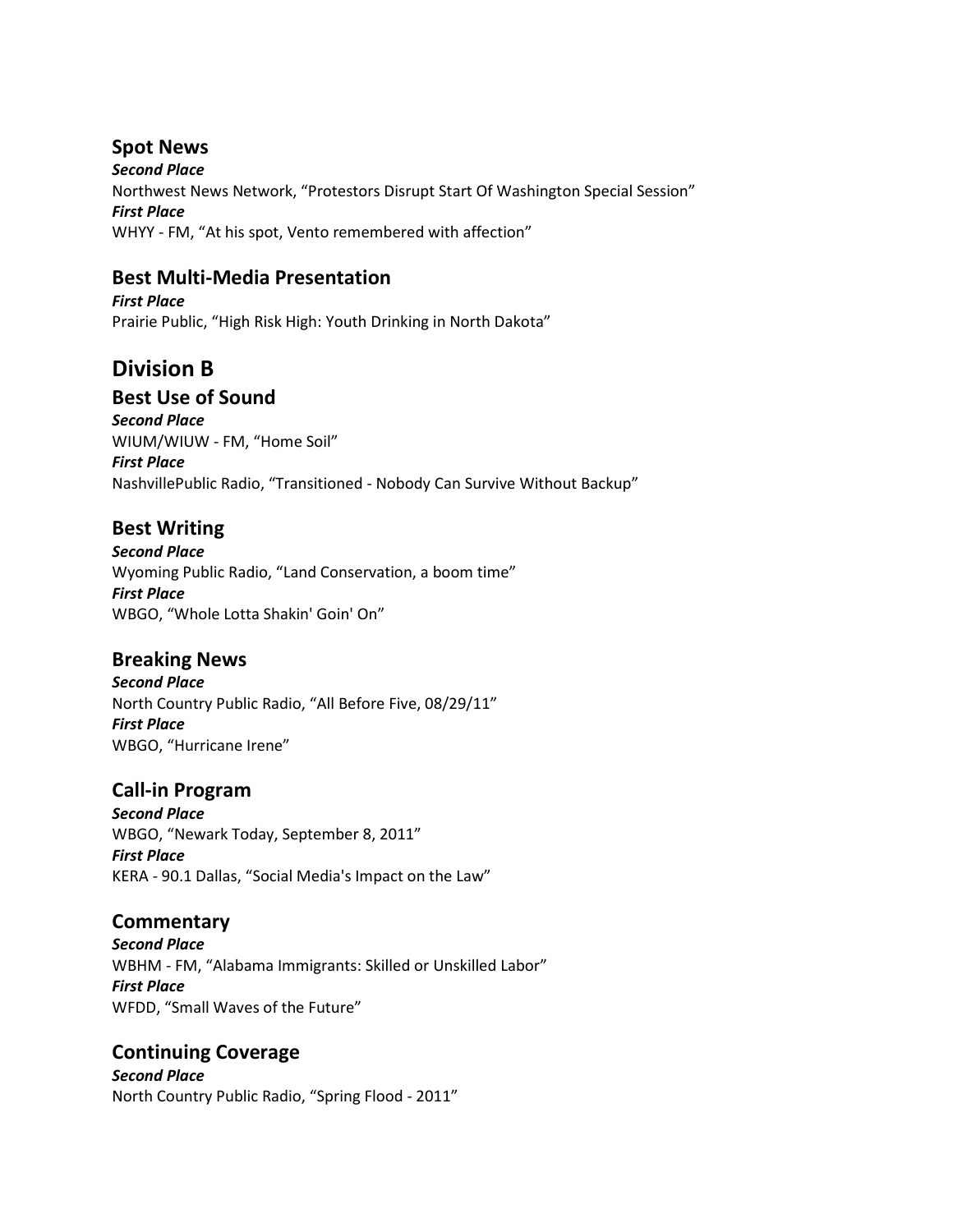### Spot News

***Second Place***

Northwest News Network, “Protestors Disrupt Start Of Washington Special Session”

***First Place***

WHYY - FM, “At his spot, Vento remembered with affection”

### Best Multi-Media Presentation

***First Place***

Prairie Public, “High Risk High: Youth Drinking in North Dakota”

## Division B

### Best Use of Sound

***Second Place***

WIUM/WIUW - FM, “Home Soil”

***First Place***

NashvillePublic Radio, “Transitioned - Nobody Can Survive Without Backup”

### Best Writing

***Second Place***

Wyoming Public Radio, “Land Conservation, a boom time”

***First Place***

WBGO, “Whole Lotta Shakin' Goin' On”

### Breaking News

***Second Place***

North Country Public Radio, “All Before Five, 08/29/11”

***First Place***

WBGO, “Hurricane Irene”

### Call-in Program

***Second Place***

WBGO, “Newark Today, September 8, 2011”

***First Place***

KERA - 90.1 Dallas, “Social Media's Impact on the Law”

### Commentary

***Second Place***

WBHM - FM, “Alabama Immigrants: Skilled or Unskilled Labor”

***First Place***

WFDD, “Small Waves of the Future”

### Continuing Coverage

***Second Place***

North Country Public Radio, “Spring Flood - 2011”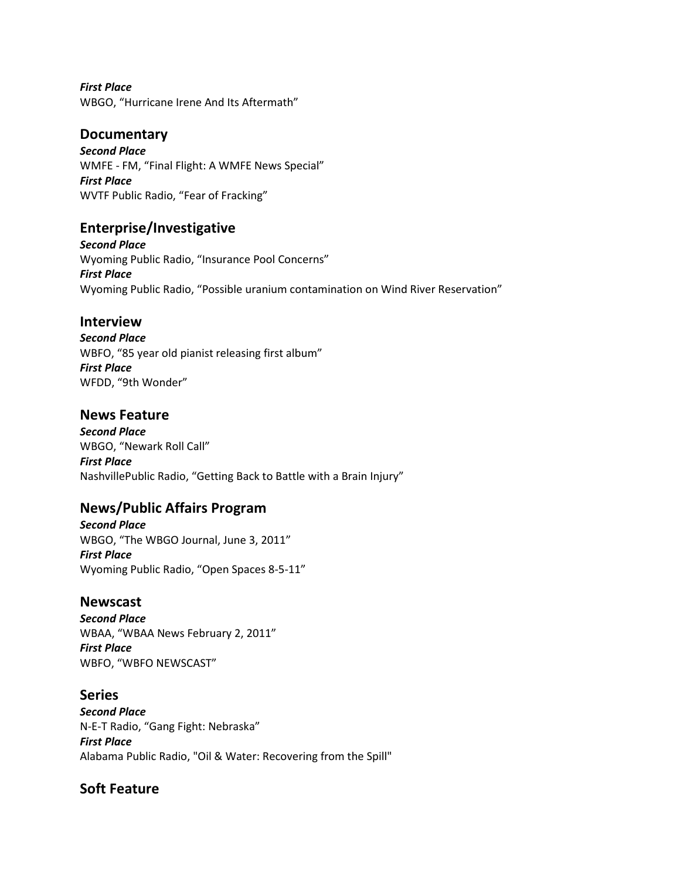***First Place***
WBGO, “Hurricane Irene And Its Aftermath”

## Documentary

***Second Place***
WMFE - FM, “Final Flight: A WMFE News Special”
***First Place***
WVTF Public Radio, “Fear of Fracking”

## Enterprise/Investigative

***Second Place***
Wyoming Public Radio, “Insurance Pool Concerns”
***First Place***
Wyoming Public Radio, “Possible uranium contamination on Wind River Reservation”

## Interview

***Second Place***
WBFO, “85 year old pianist releasing first album”
***First Place***
WFDD, “9th Wonder”

## News Feature

***Second Place***
WBGO, “Newark Roll Call”
***First Place***
NashvillePublic Radio, “Getting Back to Battle with a Brain Injury”

## News/Public Affairs Program

***Second Place***
WBGO, “The WBGO Journal, June 3, 2011”
***First Place***
Wyoming Public Radio, “Open Spaces 8-5-11”

## Newscast

***Second Place***
WBAA, “WBAA News February 2, 2011”
***First Place***
WBFO, “WBFO NEWSCAST”

## Series

***Second Place***
N-E-T Radio, “Gang Fight: Nebraska”
***First Place***
Alabama Public Radio, "Oil & Water: Recovering from the Spill"

## Soft Feature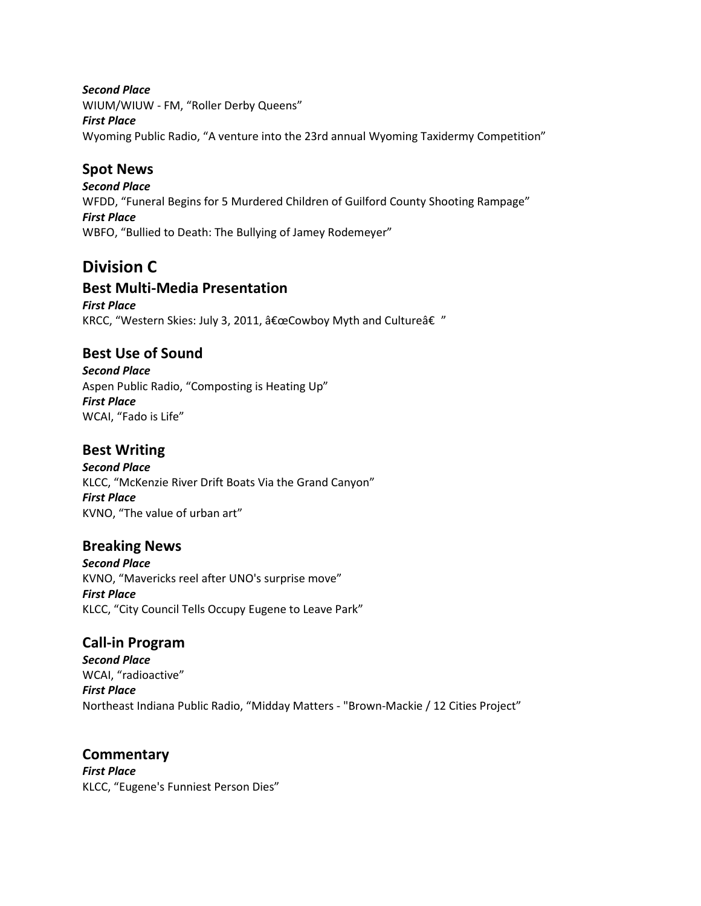***Second Place***
WIUM/WIUW - FM, “Roller Derby Queens”
***First Place***
Wyoming Public Radio, “A venture into the 23rd annual Wyoming Taxidermy Competition”

## Spot News

***Second Place***
WFDD, “Funeral Begins for 5 Murdered Children of Guilford County Shooting Rampage”
***First Place***
WBFO, “Bullied to Death: The Bullying of Jamey Rodemeyer”

# Division C

## Best Multi-Media Presentation

***First Place***
KRCC, “Western Skies: July 3, 2011, â€œCowboy Myth and Cultureâ€ ”

## Best Use of Sound

***Second Place***
Aspen Public Radio, “Composting is Heating Up”
***First Place***
WCAI, “Fado is Life”

## Best Writing

***Second Place***
KLCC, “McKenzie River Drift Boats Via the Grand Canyon”
***First Place***
KVNO, “The value of urban art”

## Breaking News

***Second Place***
KVNO, “Mavericks reel after UNO's surprise move”
***First Place***
KLCC, “City Council Tells Occupy Eugene to Leave Park”

## Call-in Program

***Second Place***
WCAI, “radioactive”
***First Place***
Northeast Indiana Public Radio, “Midday Matters - "Brown-Mackie / 12 Cities Project”

## Commentary

***First Place***
KLCC, “Eugene's Funniest Person Dies”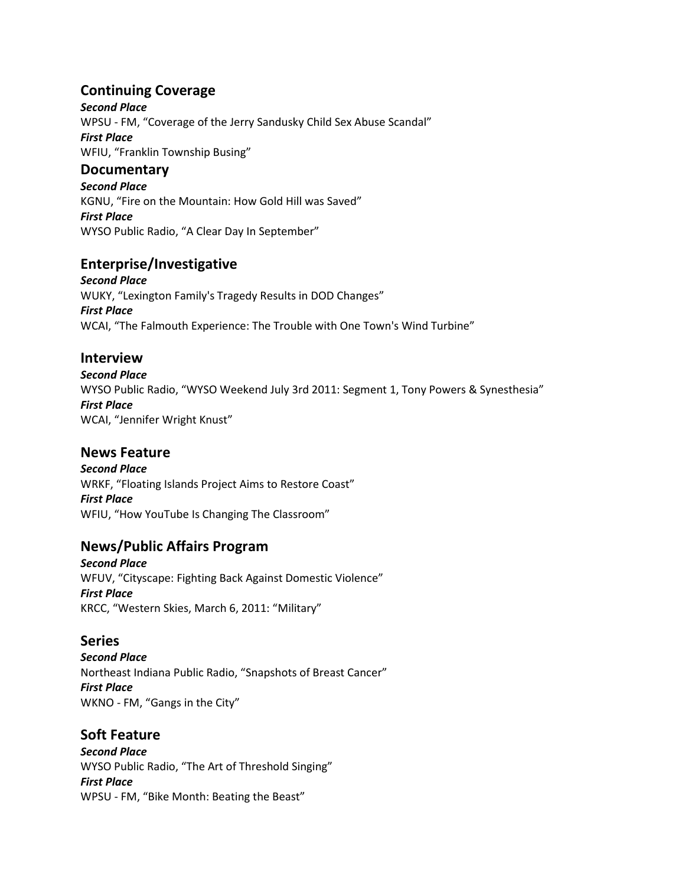## Continuing Coverage

***Second Place***
WPSU - FM, “Coverage of the Jerry Sandusky Child Sex Abuse Scandal”
***First Place***
WFIU, “Franklin Township Busing”

## Documentary

***Second Place***
KGNU, “Fire on the Mountain: How Gold Hill was Saved”
***First Place***
WYSO Public Radio, “A Clear Day In September”

## Enterprise/Investigative

***Second Place***
WUKY, “Lexington Family's Tragedy Results in DOD Changes”
***First Place***
WCAI, “The Falmouth Experience: The Trouble with One Town's Wind Turbine”

## Interview

***Second Place***
WYSO Public Radio, “WYSO Weekend July 3rd 2011: Segment 1, Tony Powers & Synesthesia”
***First Place***
WCAI, “Jennifer Wright Knust”

## News Feature

***Second Place***
WRKF, “Floating Islands Project Aims to Restore Coast”
***First Place***
WFIU, “How YouTube Is Changing The Classroom”

## News/Public Affairs Program

***Second Place***
WFUV, “Cityscape: Fighting Back Against Domestic Violence”
***First Place***
KRCC, “Western Skies, March 6, 2011: “Military”

## Series

***Second Place***
Northeast Indiana Public Radio, “Snapshots of Breast Cancer”
***First Place***
WKNO - FM, “Gangs in the City”

## Soft Feature

***Second Place***
WYSO Public Radio, “The Art of Threshold Singing”
***First Place***
WPSU - FM, “Bike Month: Beating the Beast”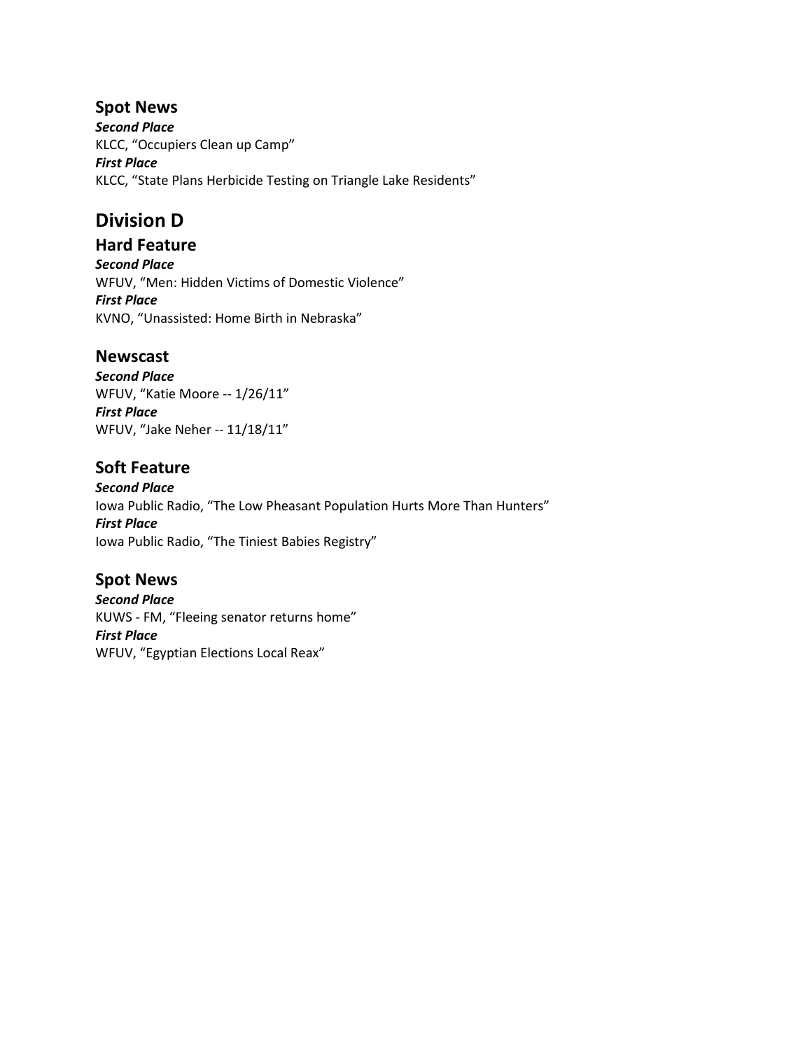### Spot News

***Second Place***

KLCC, "Occupiers Clean up Camp"

***First Place***

KLCC, "State Plans Herbicide Testing on Triangle Lake Residents"

## Division D

### Hard Feature

***Second Place***

WFUV, "Men: Hidden Victims of Domestic Violence"

***First Place***

KVNO, "Unassisted: Home Birth in Nebraska"

### Newscast

***Second Place***

WFUV, "Katie Moore -- 1/26/11"

***First Place***

WFUV, "Jake Neher -- 11/18/11"

### Soft Feature

***Second Place***

Iowa Public Radio, "The Low Pheasant Population Hurts More Than Hunters"

***First Place***

Iowa Public Radio, "The Tiniest Babies Registry"

### Spot News

***Second Place***

KUWS - FM, "Fleeing senator returns home"

***First Place***

WFUV, "Egyptian Elections Local Reax"